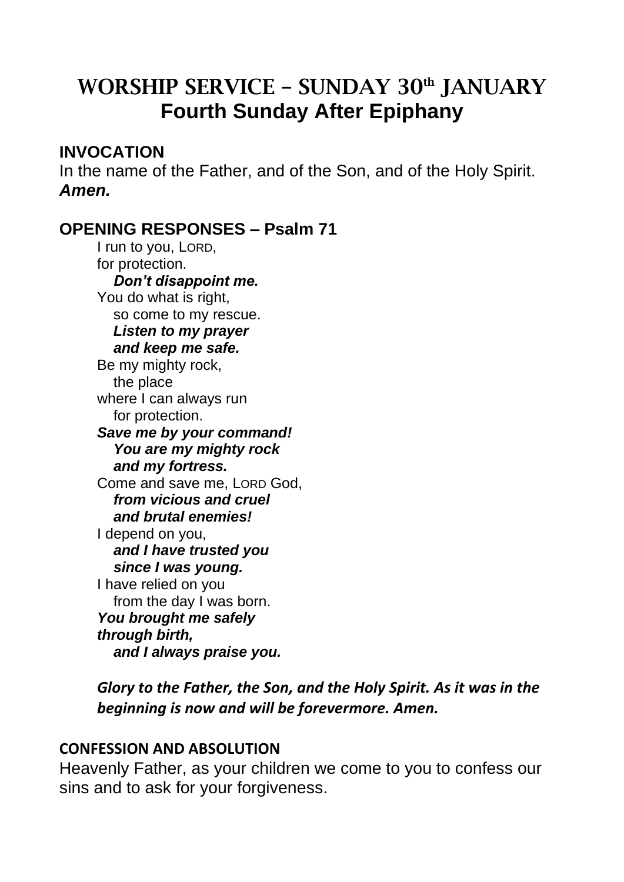# WORSHIP SERVICE – SUNDAY 30th JANUARY
## Fourth Sunday After Epiphany

**INVOCATION**

In the name of the Father, and of the Son, and of the Holy Spirit.
***Amen.***

**OPENING RESPONSES – Psalm 71**

I run to you, LORD,
for protection.
***Don't disappoint me.***
You do what is right,
so come to my rescue.
***Listen to my prayer***
***and keep me safe.***
Be my mighty rock,
the place
where I can always run
for protection.
***Save me by your command!***
***You are my mighty rock***
***and my fortress.***
Come and save me, LORD God,
***from vicious and cruel***
***and brutal enemies!***
I depend on you,
***and I have trusted you***
***since I was young.***
I have relied on you
from the day I was born.
***You brought me safely***
***through birth,***
***and I always praise you.***

***Glory to the Father, the Son, and the Holy Spirit. As it was in the beginning is now and will be forevermore. Amen.***

**CONFESSION AND ABSOLUTION**

Heavenly Father, as your children we come to you to confess our sins and to ask for your forgiveness.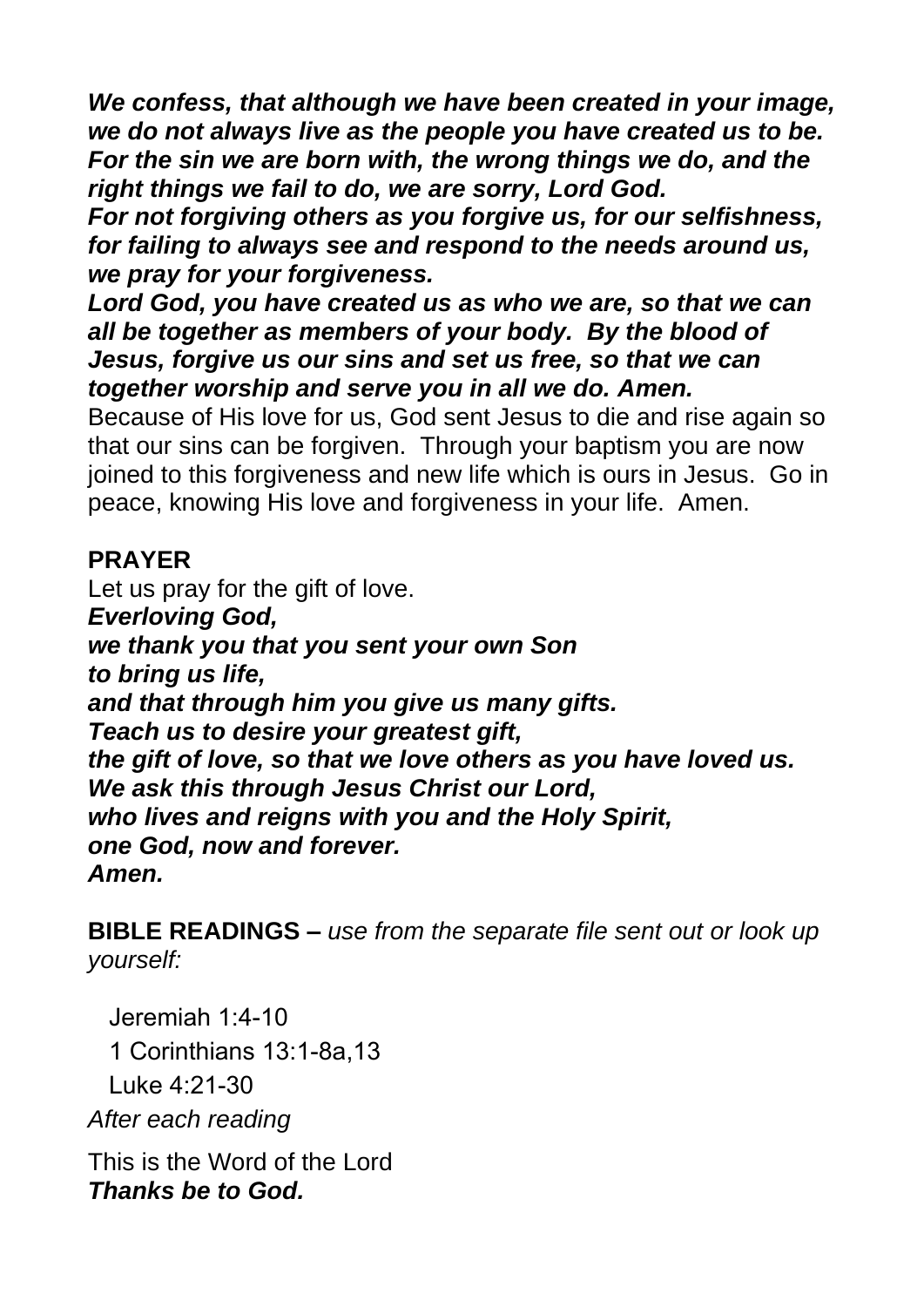***We confess, that although we have been created in your image, we do not always live as the people you have created us to be. For the sin we are born with, the wrong things we do, and the right things we fail to do, we are sorry, Lord God.***
***For not forgiving others as you forgive us, for our selfishness, for failing to always see and respond to the needs around us, we pray for your forgiveness.***
***Lord God, you have created us as who we are, so that we can all be together as members of your body. By the blood of Jesus, forgive us our sins and set us free, so that we can together worship and serve you in all we do. Amen.***
Because of His love for us, God sent Jesus to die and rise again so that our sins can be forgiven. Through your baptism you are now joined to this forgiveness and new life which is ours in Jesus. Go in peace, knowing His love and forgiveness in your life. Amen.

**PRAYER**

Let us pray for the gift of love.
***Everloving God,***
***we thank you that you sent your own Son***
***to bring us life,***
***and that through him you give us many gifts.***
***Teach us to desire your greatest gift,***
***the gift of love, so that we love others as you have loved us.***
***We ask this through Jesus Christ our Lord,***
***who lives and reigns with you and the Holy Spirit,***
***one God, now and forever.***
***Amen.***

**BIBLE READINGS –** *use from the separate file sent out or look up yourself:*

Jeremiah 1:4-10
1 Corinthians 13:1-8a,13
Luke 4:21-30

*After each reading*

This is the Word of the Lord
***Thanks be to God.***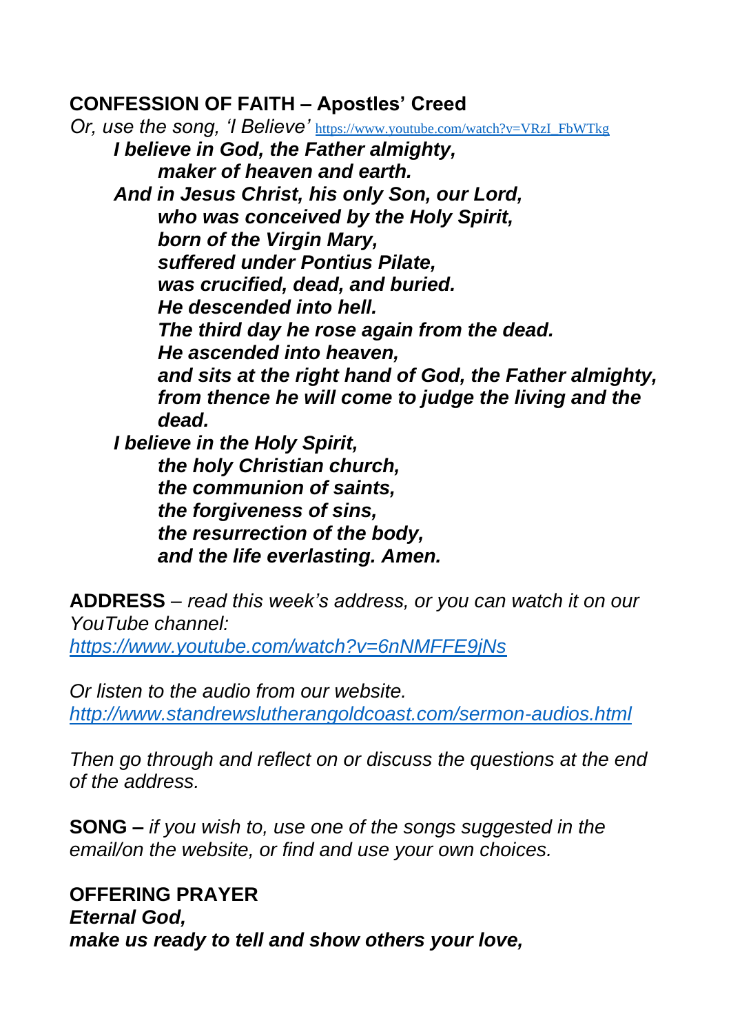**CONFESSION OF FAITH – Apostles' Creed**

*Or, use the song, 'I Believe'* https://www.youtube.com/watch?v=VRzI_FbWTkg

***I believe in God, the Father almighty,***
***maker of heaven and earth.***
***And in Jesus Christ, his only Son, our Lord,***
***who was conceived by the Holy Spirit,***
***born of the Virgin Mary,***
***suffered under Pontius Pilate,***
***was crucified, dead, and buried.***
***He descended into hell.***
***The third day he rose again from the dead.***
***He ascended into heaven,***
***and sits at the right hand of God, the Father almighty,***
***from thence he will come to judge the living and the dead.***
***I believe in the Holy Spirit,***
***the holy Christian church,***
***the communion of saints,***
***the forgiveness of sins,***
***the resurrection of the body,***
***and the life everlasting. Amen.***

**ADDRESS** – *read this week's address, or you can watch it on our YouTube channel:*
*https://www.youtube.com/watch?v=6nNMFFE9jNs*

*Or listen to the audio from our website.*
*http://www.standrewslutherangoldcoast.com/sermon-audios.html*

*Then go through and reflect on or discuss the questions at the end of the address.*

**SONG –** *if you wish to, use one of the songs suggested in the email/on the website, or find and use your own choices.*

**OFFERING PRAYER**
***Eternal God,***
***make us ready to tell and show others your love,***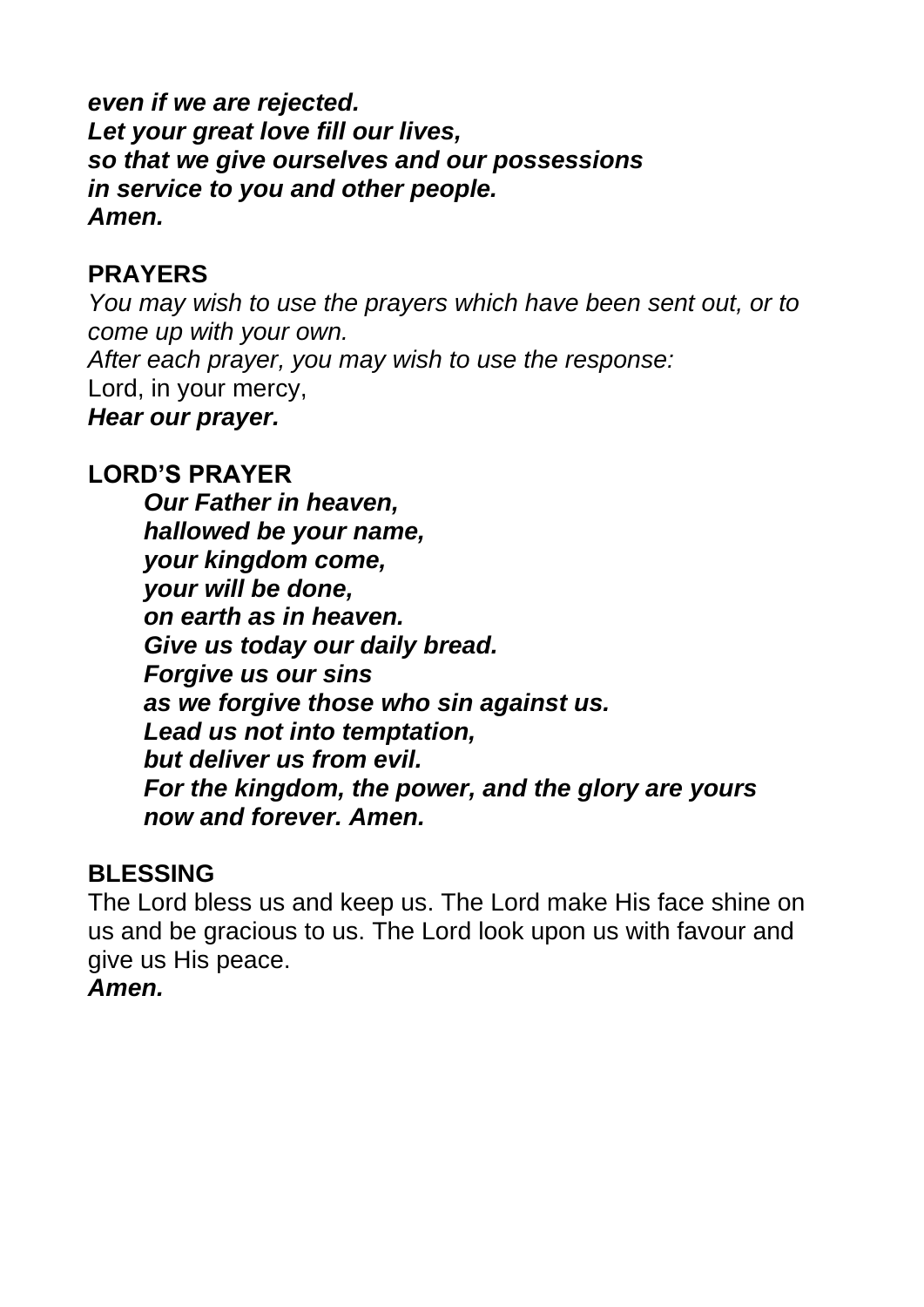***even if we are rejected.***
***Let your great love fill our lives,***
***so that we give ourselves and our possessions***
***in service to you and other people.***
***Amen.***

**PRAYERS**

*You may wish to use the prayers which have been sent out, or to come up with your own.*
*After each prayer, you may wish to use the response:*
Lord, in your mercy,
***Hear our prayer.***

**LORD'S PRAYER**

> ***Our Father in heaven,***
> ***hallowed be your name,***
> ***your kingdom come,***
> ***your will be done,***
> ***on earth as in heaven.***
> ***Give us today our daily bread.***
> ***Forgive us our sins***
> ***as we forgive those who sin against us.***
> ***Lead us not into temptation,***
> ***but deliver us from evil.***
> ***For the kingdom, the power, and the glory are yours***
> ***now and forever. Amen.***

**BLESSING**

The Lord bless us and keep us. The Lord make His face shine on us and be gracious to us. The Lord look upon us with favour and give us His peace.
***Amen.***